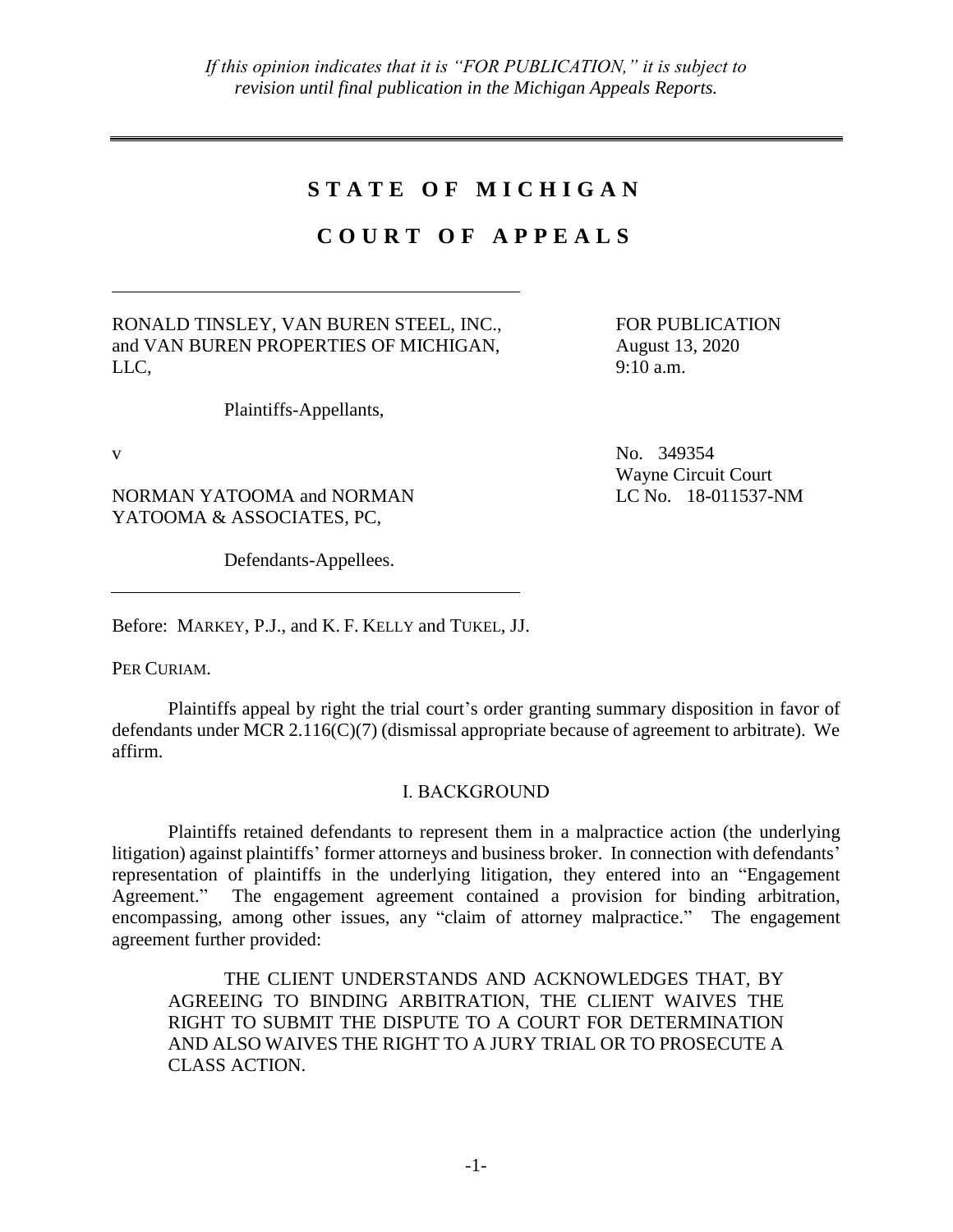*If this opinion indicates that it is "FOR PUBLICATION," it is subject to revision until final publication in the Michigan Appeals Reports.*

---

# STATE OF MICHIGAN

## COURT OF APPEALS

---

RONALD TINSLEY, VAN BUREN STEEL, INC., and VAN BUREN PROPERTIES OF MICHIGAN, LLC,

Plaintiffs-Appellants,

FOR PUBLICATION
August 13, 2020
9:10 a.m.

v

No. 349354
Wayne Circuit Court
LC No. 18-011537-NM

NORMAN YATOOMA and NORMAN YATOOMA & ASSOCIATES, PC,

Defendants-Appellees.

---

Before: MARKEY, P.J., and K. F. KELLY and TUKEL, JJ.

PER CURIAM.

Plaintiffs appeal by right the trial court's order granting summary disposition in favor of defendants under MCR 2.116(C)(7) (dismissal appropriate because of agreement to arbitrate). We affirm.

### I. BACKGROUND

Plaintiffs retained defendants to represent them in a malpractice action (the underlying litigation) against plaintiffs' former attorneys and business broker. In connection with defendants' representation of plaintiffs in the underlying litigation, they entered into an "Engagement Agreement." The engagement agreement contained a provision for binding arbitration, encompassing, among other issues, any "claim of attorney malpractice." The engagement agreement further provided:

> THE CLIENT UNDERSTANDS AND ACKNOWLEDGES THAT, BY AGREEING TO BINDING ARBITRATION, THE CLIENT WAIVES THE RIGHT TO SUBMIT THE DISPUTE TO A COURT FOR DETERMINATION AND ALSO WAIVES THE RIGHT TO A JURY TRIAL OR TO PROSECUTE A CLASS ACTION.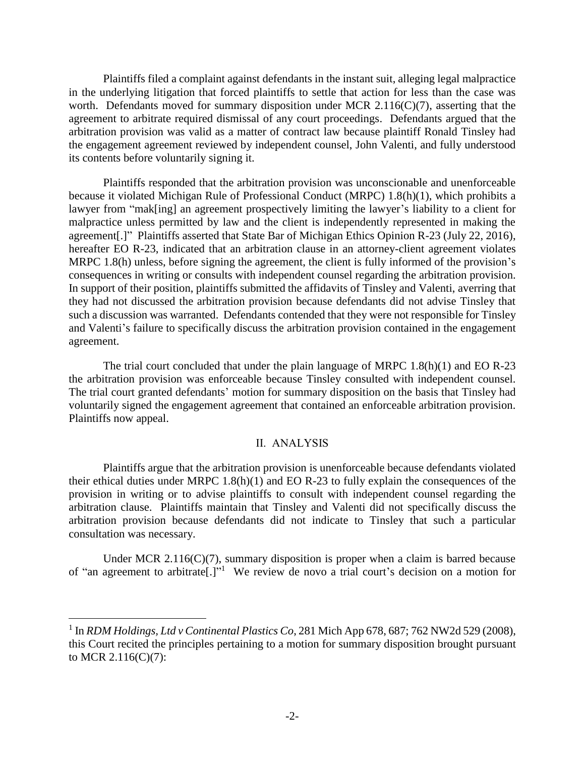Plaintiffs filed a complaint against defendants in the instant suit, alleging legal malpractice in the underlying litigation that forced plaintiffs to settle that action for less than the case was worth. Defendants moved for summary disposition under MCR 2.116(C)(7), asserting that the agreement to arbitrate required dismissal of any court proceedings. Defendants argued that the arbitration provision was valid as a matter of contract law because plaintiff Ronald Tinsley had the engagement agreement reviewed by independent counsel, John Valenti, and fully understood its contents before voluntarily signing it.

Plaintiffs responded that the arbitration provision was unconscionable and unenforceable because it violated Michigan Rule of Professional Conduct (MRPC) 1.8(h)(1), which prohibits a lawyer from "mak[ing] an agreement prospectively limiting the lawyer's liability to a client for malpractice unless permitted by law and the client is independently represented in making the agreement[.]" Plaintiffs asserted that State Bar of Michigan Ethics Opinion R-23 (July 22, 2016), hereafter EO R-23, indicated that an arbitration clause in an attorney-client agreement violates MRPC 1.8(h) unless, before signing the agreement, the client is fully informed of the provision's consequences in writing or consults with independent counsel regarding the arbitration provision. In support of their position, plaintiffs submitted the affidavits of Tinsley and Valenti, averring that they had not discussed the arbitration provision because defendants did not advise Tinsley that such a discussion was warranted. Defendants contended that they were not responsible for Tinsley and Valenti's failure to specifically discuss the arbitration provision contained in the engagement agreement.

The trial court concluded that under the plain language of MRPC 1.8(h)(1) and EO R-23 the arbitration provision was enforceable because Tinsley consulted with independent counsel. The trial court granted defendants' motion for summary disposition on the basis that Tinsley had voluntarily signed the engagement agreement that contained an enforceable arbitration provision. Plaintiffs now appeal.

## II. ANALYSIS

Plaintiffs argue that the arbitration provision is unenforceable because defendants violated their ethical duties under MRPC 1.8(h)(1) and EO R-23 to fully explain the consequences of the provision in writing or to advise plaintiffs to consult with independent counsel regarding the arbitration clause. Plaintiffs maintain that Tinsley and Valenti did not specifically discuss the arbitration provision because defendants did not indicate to Tinsley that such a particular consultation was necessary.

Under MCR 2.116(C)(7), summary disposition is proper when a claim is barred because of "an agreement to arbitrate[.]"[1] We review de novo a trial court's decision on a motion for

---

[1] In *RDM Holdings, Ltd v Continental Plastics Co*, 281 Mich App 678, 687; 762 NW2d 529 (2008), this Court recited the principles pertaining to a motion for summary disposition brought pursuant to MCR 2.116(C)(7):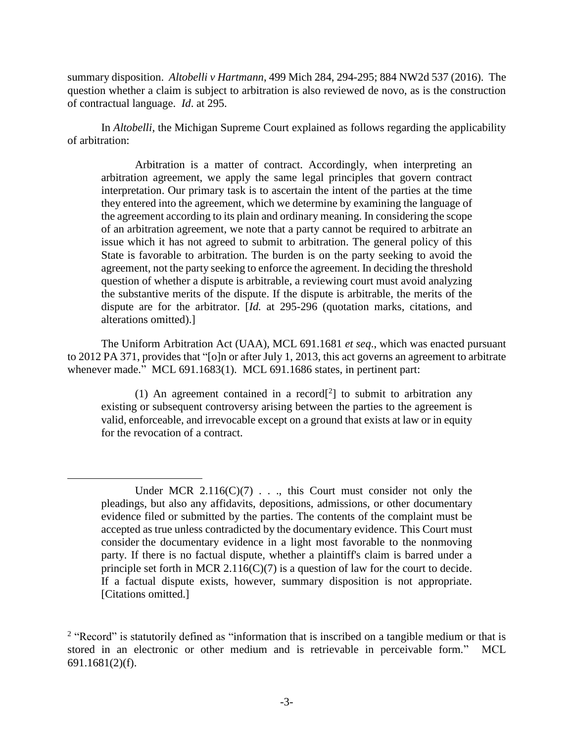summary disposition. *Altobelli v Hartmann*, 499 Mich 284, 294-295; 884 NW2d 537 (2016). The question whether a claim is subject to arbitration is also reviewed de novo, as is the construction of contractual language. *Id*. at 295.

In *Altobelli*, the Michigan Supreme Court explained as follows regarding the applicability of arbitration:

> Arbitration is a matter of contract. Accordingly, when interpreting an arbitration agreement, we apply the same legal principles that govern contract interpretation. Our primary task is to ascertain the intent of the parties at the time they entered into the agreement, which we determine by examining the language of the agreement according to its plain and ordinary meaning. In considering the scope of an arbitration agreement, we note that a party cannot be required to arbitrate an issue which it has not agreed to submit to arbitration. The general policy of this State is favorable to arbitration. The burden is on the party seeking to avoid the agreement, not the party seeking to enforce the agreement. In deciding the threshold question of whether a dispute is arbitrable, a reviewing court must avoid analyzing the substantive merits of the dispute. If the dispute is arbitrable, the merits of the dispute are for the arbitrator. [*Id.* at 295-296 (quotation marks, citations, and alterations omitted).]

The Uniform Arbitration Act (UAA), MCL 691.1681 *et seq*., which was enacted pursuant to 2012 PA 371, provides that "[o]n or after July 1, 2013, this act governs an agreement to arbitrate whenever made." MCL 691.1683(1). MCL 691.1686 states, in pertinent part:

> (1) An agreement contained in a record[2] to submit to arbitration any existing or subsequent controversy arising between the parties to the agreement is valid, enforceable, and irrevocable except on a ground that exists at law or in equity for the revocation of a contract.

---

> Under MCR 2.116(C)(7) . . ., this Court must consider not only the pleadings, but also any affidavits, depositions, admissions, or other documentary evidence filed or submitted by the parties. The contents of the complaint must be accepted as true unless contradicted by the documentary evidence. This Court must consider the documentary evidence in a light most favorable to the nonmoving party. If there is no factual dispute, whether a plaintiff's claim is barred under a principle set forth in MCR 2.116(C)(7) is a question of law for the court to decide. If a factual dispute exists, however, summary disposition is not appropriate. [Citations omitted.]

[2] "Record" is statutorily defined as "information that is inscribed on a tangible medium or that is stored in an electronic or other medium and is retrievable in perceivable form." MCL 691.1681(2)(f).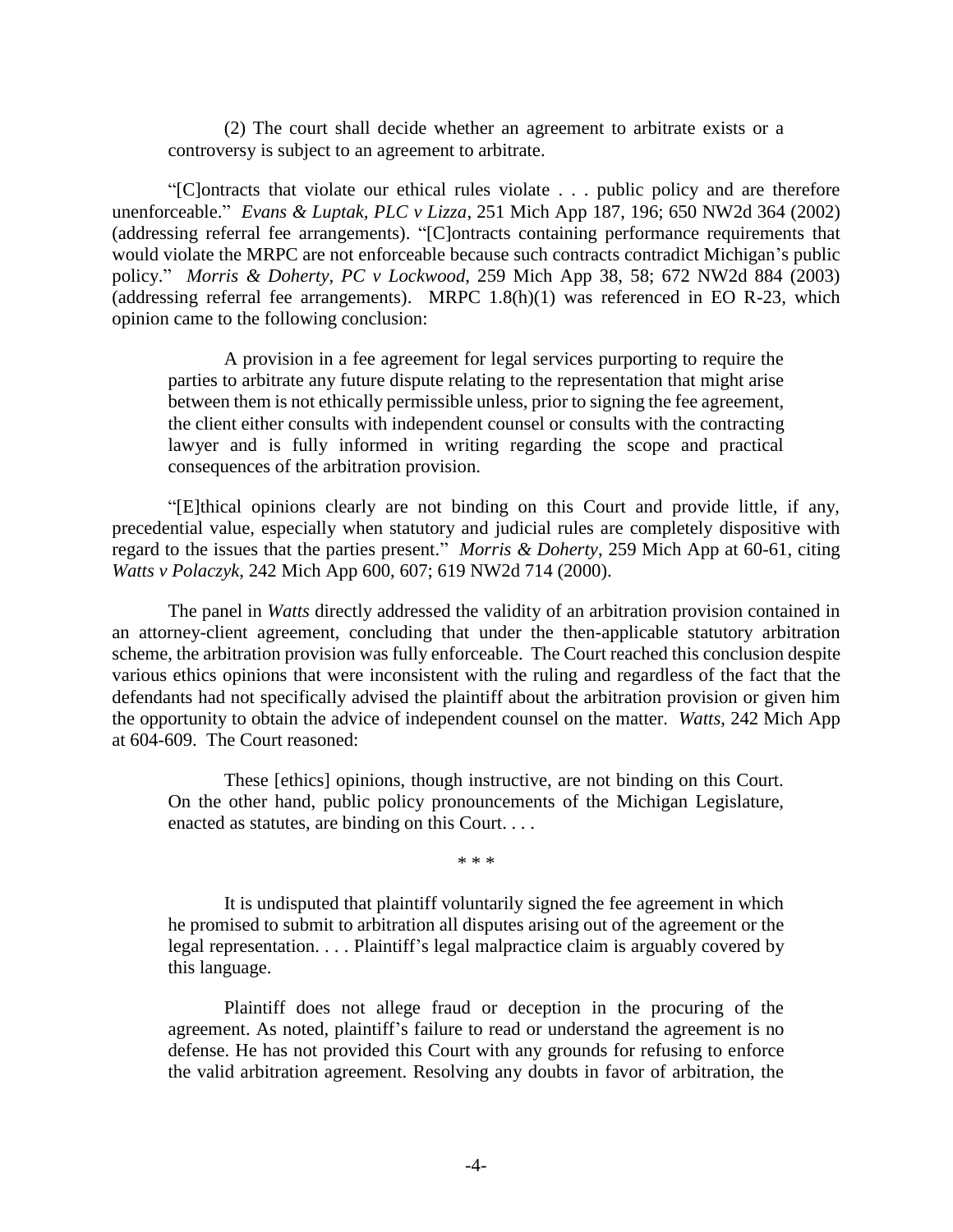(2) The court shall decide whether an agreement to arbitrate exists or a controversy is subject to an agreement to arbitrate.

"[C]ontracts that violate our ethical rules violate . . . public policy and are therefore unenforceable." *Evans & Luptak, PLC v Lizza*, 251 Mich App 187, 196; 650 NW2d 364 (2002) (addressing referral fee arrangements). "[C]ontracts containing performance requirements that would violate the MRPC are not enforceable because such contracts contradict Michigan's public policy." *Morris & Doherty, PC v Lockwood*, 259 Mich App 38, 58; 672 NW2d 884 (2003) (addressing referral fee arrangements). MRPC 1.8(h)(1) was referenced in EO R-23, which opinion came to the following conclusion:

> A provision in a fee agreement for legal services purporting to require the parties to arbitrate any future dispute relating to the representation that might arise between them is not ethically permissible unless, prior to signing the fee agreement, the client either consults with independent counsel or consults with the contracting lawyer and is fully informed in writing regarding the scope and practical consequences of the arbitration provision.

"[E]thical opinions clearly are not binding on this Court and provide little, if any, precedential value, especially when statutory and judicial rules are completely dispositive with regard to the issues that the parties present." *Morris & Doherty*, 259 Mich App at 60-61, citing *Watts v Polaczyk*, 242 Mich App 600, 607; 619 NW2d 714 (2000).

The panel in *Watts* directly addressed the validity of an arbitration provision contained in an attorney-client agreement, concluding that under the then-applicable statutory arbitration scheme, the arbitration provision was fully enforceable. The Court reached this conclusion despite various ethics opinions that were inconsistent with the ruling and regardless of the fact that the defendants had not specifically advised the plaintiff about the arbitration provision or given him the opportunity to obtain the advice of independent counsel on the matter. *Watts*, 242 Mich App at 604-609. The Court reasoned:

> These [ethics] opinions, though instructive, are not binding on this Court. On the other hand, public policy pronouncements of the Michigan Legislature, enacted as statutes, are binding on this Court. . . .
>
> \* \* \*
>
> It is undisputed that plaintiff voluntarily signed the fee agreement in which he promised to submit to arbitration all disputes arising out of the agreement or the legal representation. . . . Plaintiff's legal malpractice claim is arguably covered by this language.
>
> Plaintiff does not allege fraud or deception in the procuring of the agreement. As noted, plaintiff's failure to read or understand the agreement is no defense. He has not provided this Court with any grounds for refusing to enforce the valid arbitration agreement. Resolving any doubts in favor of arbitration, the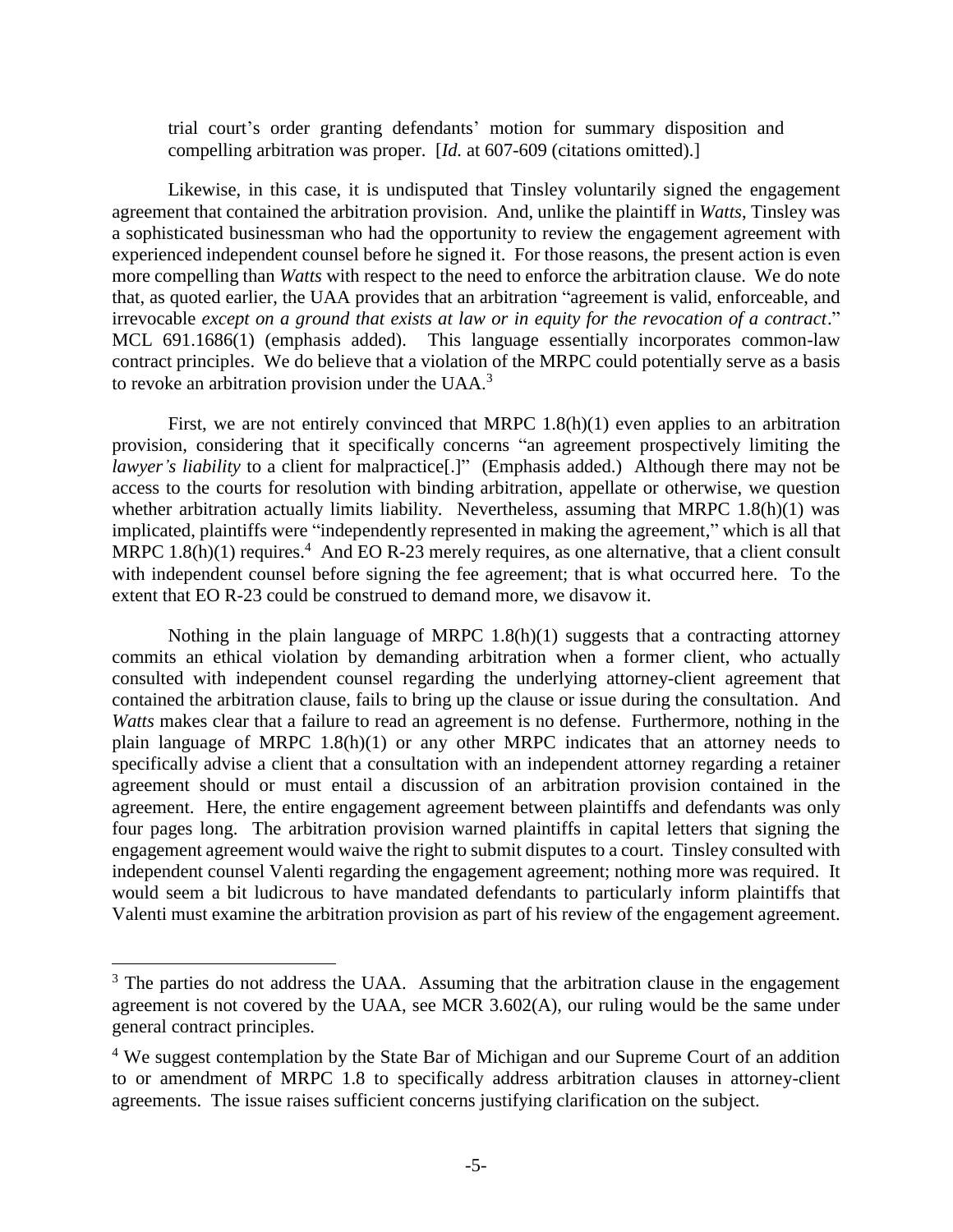> trial court's order granting defendants' motion for summary disposition and compelling arbitration was proper. [*Id.* at 607-609 (citations omitted).]

Likewise, in this case, it is undisputed that Tinsley voluntarily signed the engagement agreement that contained the arbitration provision. And, unlike the plaintiff in *Watts*, Tinsley was a sophisticated businessman who had the opportunity to review the engagement agreement with experienced independent counsel before he signed it. For those reasons, the present action is even more compelling than *Watts* with respect to the need to enforce the arbitration clause. We do note that, as quoted earlier, the UAA provides that an arbitration "agreement is valid, enforceable, and irrevocable *except on a ground that exists at law or in equity for the revocation of a contract*." MCL 691.1686(1) (emphasis added). This language essentially incorporates common-law contract principles. We do believe that a violation of the MRPC could potentially serve as a basis to revoke an arbitration provision under the UAA.[3]

First, we are not entirely convinced that MRPC 1.8(h)(1) even applies to an arbitration provision, considering that it specifically concerns "an agreement prospectively limiting the *lawyer's liability* to a client for malpractice[.]" (Emphasis added.) Although there may not be access to the courts for resolution with binding arbitration, appellate or otherwise, we question whether arbitration actually limits liability. Nevertheless, assuming that MRPC 1.8(h)(1) was implicated, plaintiffs were "independently represented in making the agreement," which is all that MRPC 1.8(h)(1) requires.[4] And EO R-23 merely requires, as one alternative, that a client consult with independent counsel before signing the fee agreement; that is what occurred here. To the extent that EO R-23 could be construed to demand more, we disavow it.

Nothing in the plain language of MRPC 1.8(h)(1) suggests that a contracting attorney commits an ethical violation by demanding arbitration when a former client, who actually consulted with independent counsel regarding the underlying attorney-client agreement that contained the arbitration clause, fails to bring up the clause or issue during the consultation. And *Watts* makes clear that a failure to read an agreement is no defense. Furthermore, nothing in the plain language of MRPC 1.8(h)(1) or any other MRPC indicates that an attorney needs to specifically advise a client that a consultation with an independent attorney regarding a retainer agreement should or must entail a discussion of an arbitration provision contained in the agreement. Here, the entire engagement agreement between plaintiffs and defendants was only four pages long. The arbitration provision warned plaintiffs in capital letters that signing the engagement agreement would waive the right to submit disputes to a court. Tinsley consulted with independent counsel Valenti regarding the engagement agreement; nothing more was required. It would seem a bit ludicrous to have mandated defendants to particularly inform plaintiffs that Valenti must examine the arbitration provision as part of his review of the engagement agreement.

---

[3] The parties do not address the UAA. Assuming that the arbitration clause in the engagement agreement is not covered by the UAA, see MCR 3.602(A), our ruling would be the same under general contract principles.

[4] We suggest contemplation by the State Bar of Michigan and our Supreme Court of an addition to or amendment of MRPC 1.8 to specifically address arbitration clauses in attorney-client agreements. The issue raises sufficient concerns justifying clarification on the subject.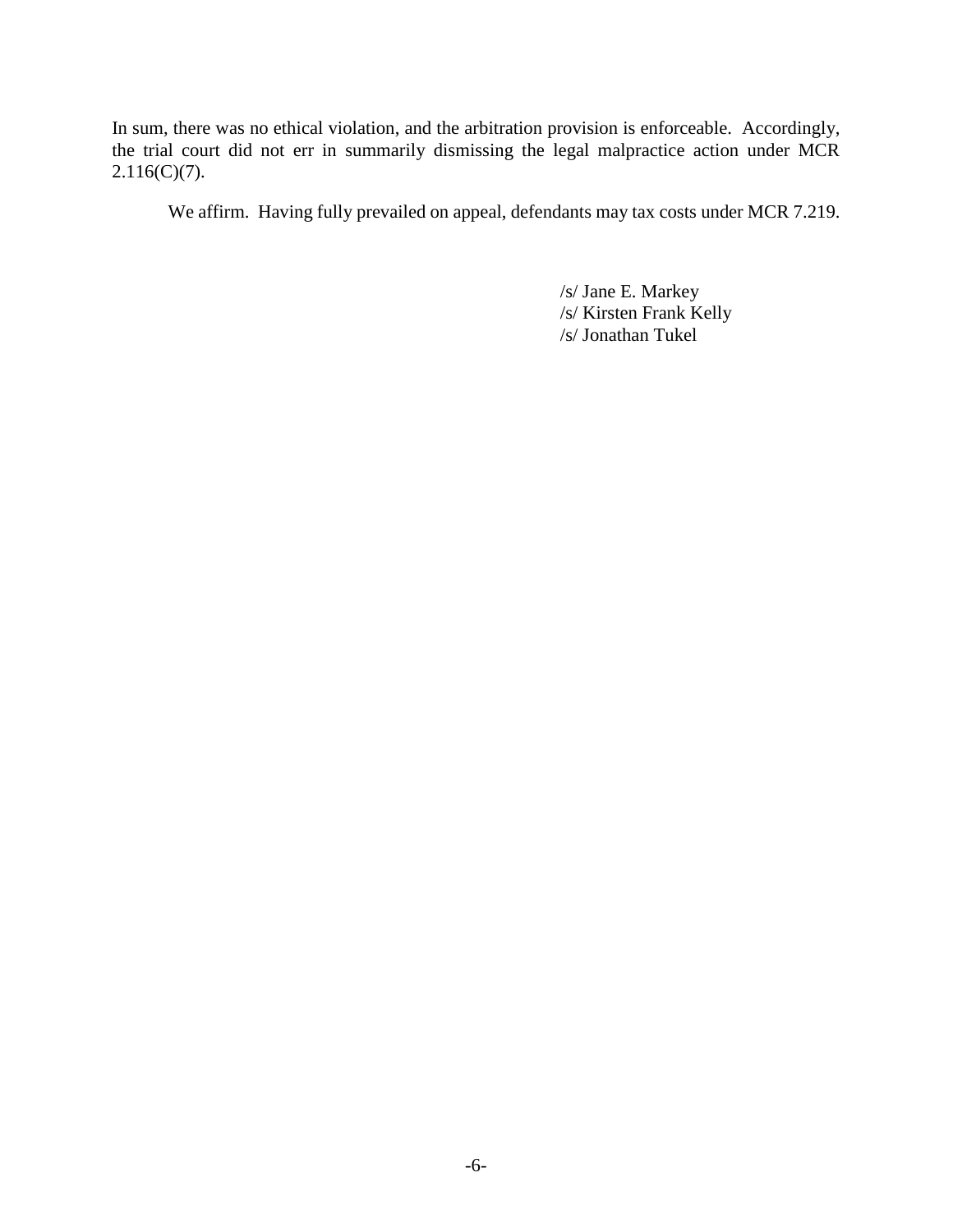In sum, there was no ethical violation, and the arbitration provision is enforceable. Accordingly, the trial court did not err in summarily dismissing the legal malpractice action under MCR 2.116(C)(7).

We affirm. Having fully prevailed on appeal, defendants may tax costs under MCR 7.219.

/s/ Jane E. Markey
/s/ Kirsten Frank Kelly
/s/ Jonathan Tukel